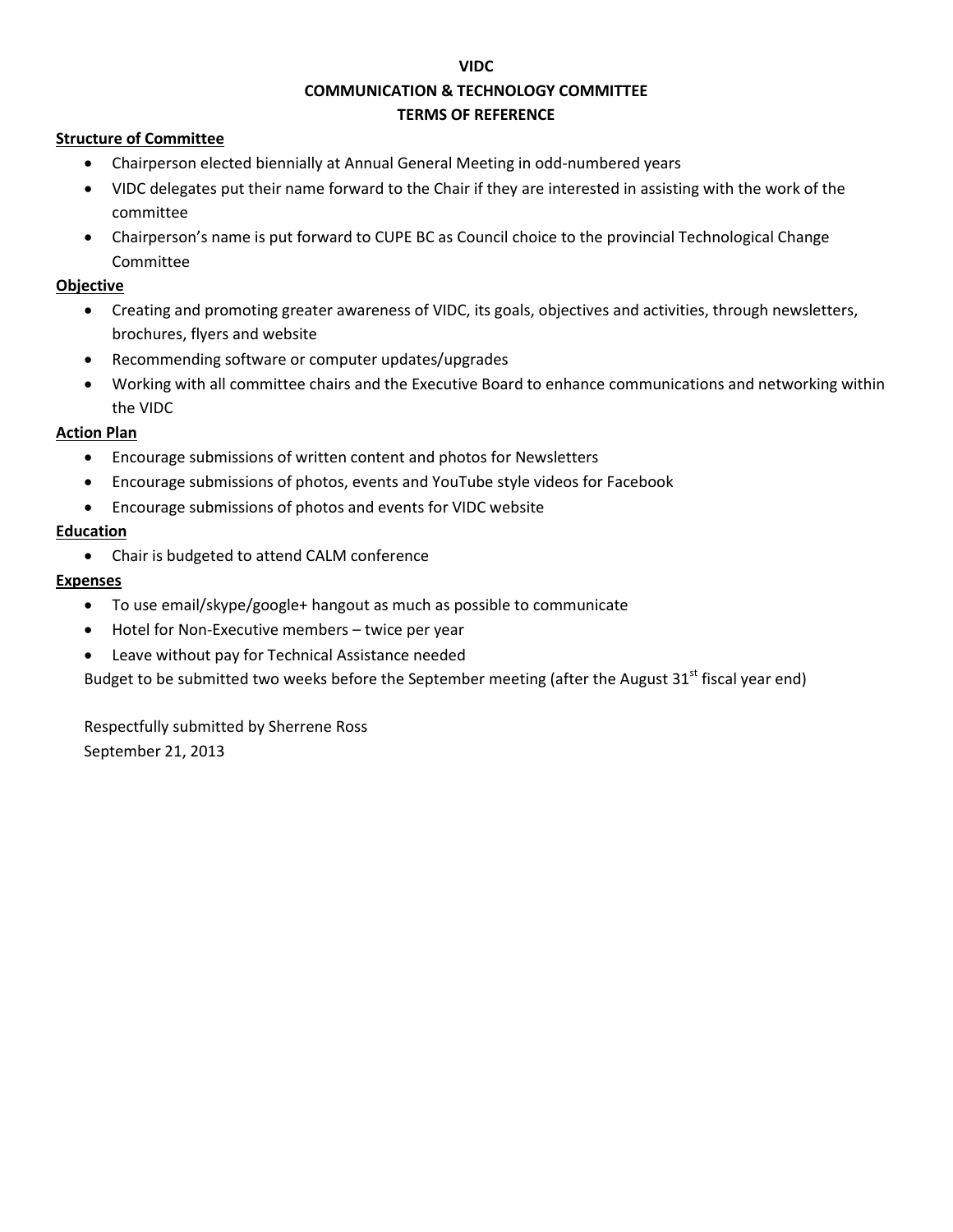**VIDC**

**COMMUNICATION & TECHNOLOGY COMMITTEE**

**TERMS OF REFERENCE**

**Structure of Committee**

- Chairperson elected biennially at Annual General Meeting in odd-numbered years
- VIDC delegates put their name forward to the Chair if they are interested in assisting with the work of the committee
- Chairperson's name is put forward to CUPE BC as Council choice to the provincial Technological Change Committee

**Objective**

- Creating and promoting greater awareness of VIDC, its goals, objectives and activities, through newsletters, brochures, flyers and website
- Recommending software or computer updates/upgrades
- Working with all committee chairs and the Executive Board to enhance communications and networking within the VIDC

**Action Plan**

- Encourage submissions of written content and photos for Newsletters
- Encourage submissions of photos, events and YouTube style videos for Facebook
- Encourage submissions of photos and events for VIDC website

**Education**

- Chair is budgeted to attend CALM conference

**Expenses**

- To use email/skype/google+ hangout as much as possible to communicate
- Hotel for Non-Executive members – twice per year
- Leave without pay for Technical Assistance needed

Budget to be submitted two weeks before the September meeting (after the August 31st fiscal year end)

Respectfully submitted by Sherrene Ross
September 21, 2013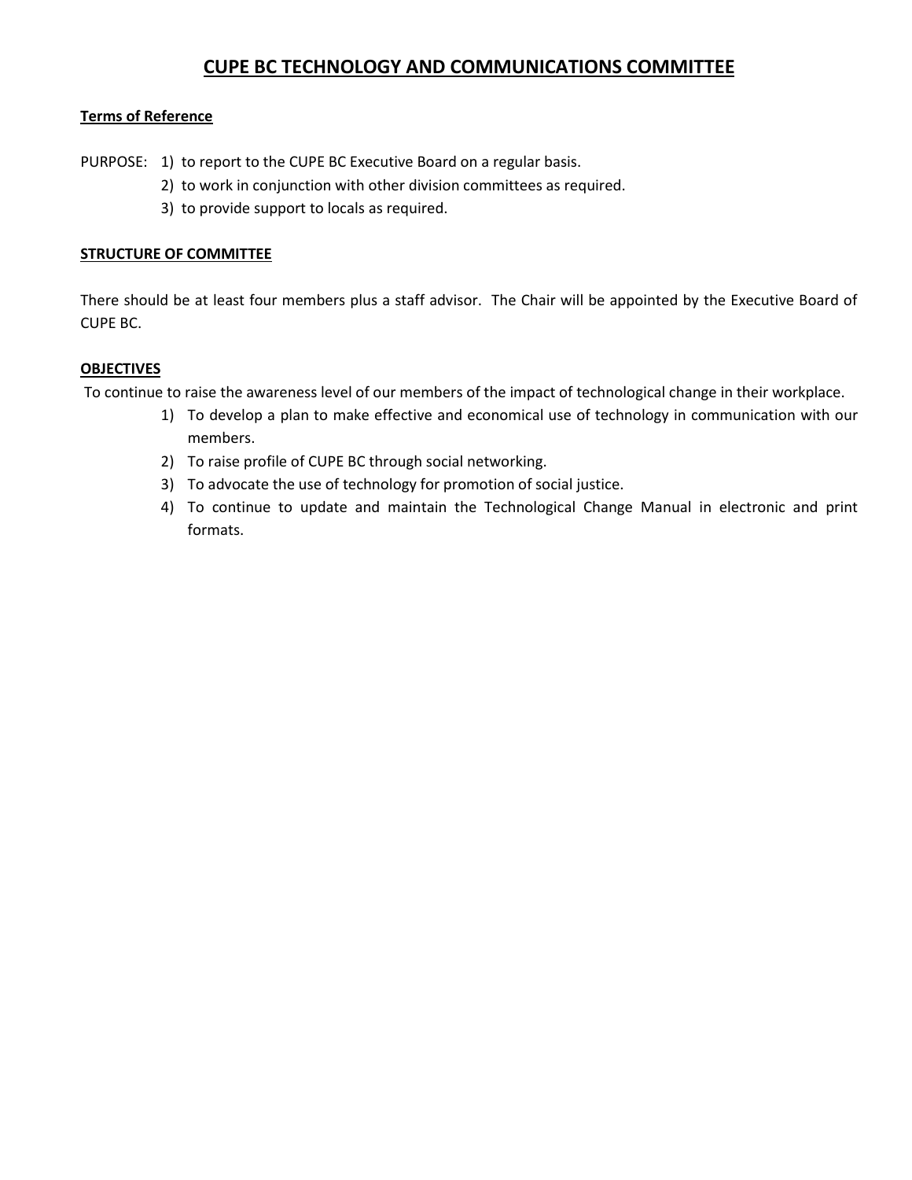# CUPE BC TECHNOLOGY AND COMMUNICATIONS COMMITTEE

**Terms of Reference**

PURPOSE:
1) to report to the CUPE BC Executive Board on a regular basis.
2) to work in conjunction with other division committees as required.
3) to provide support to locals as required.

**STRUCTURE OF COMMITTEE**

There should be at least four members plus a staff advisor. The Chair will be appointed by the Executive Board of CUPE BC.

**OBJECTIVES**

To continue to raise the awareness level of our members of the impact of technological change in their workplace.

1) To develop a plan to make effective and economical use of technology in communication with our members.
2) To raise profile of CUPE BC through social networking.
3) To advocate the use of technology for promotion of social justice.
4) To continue to update and maintain the Technological Change Manual in electronic and print formats.